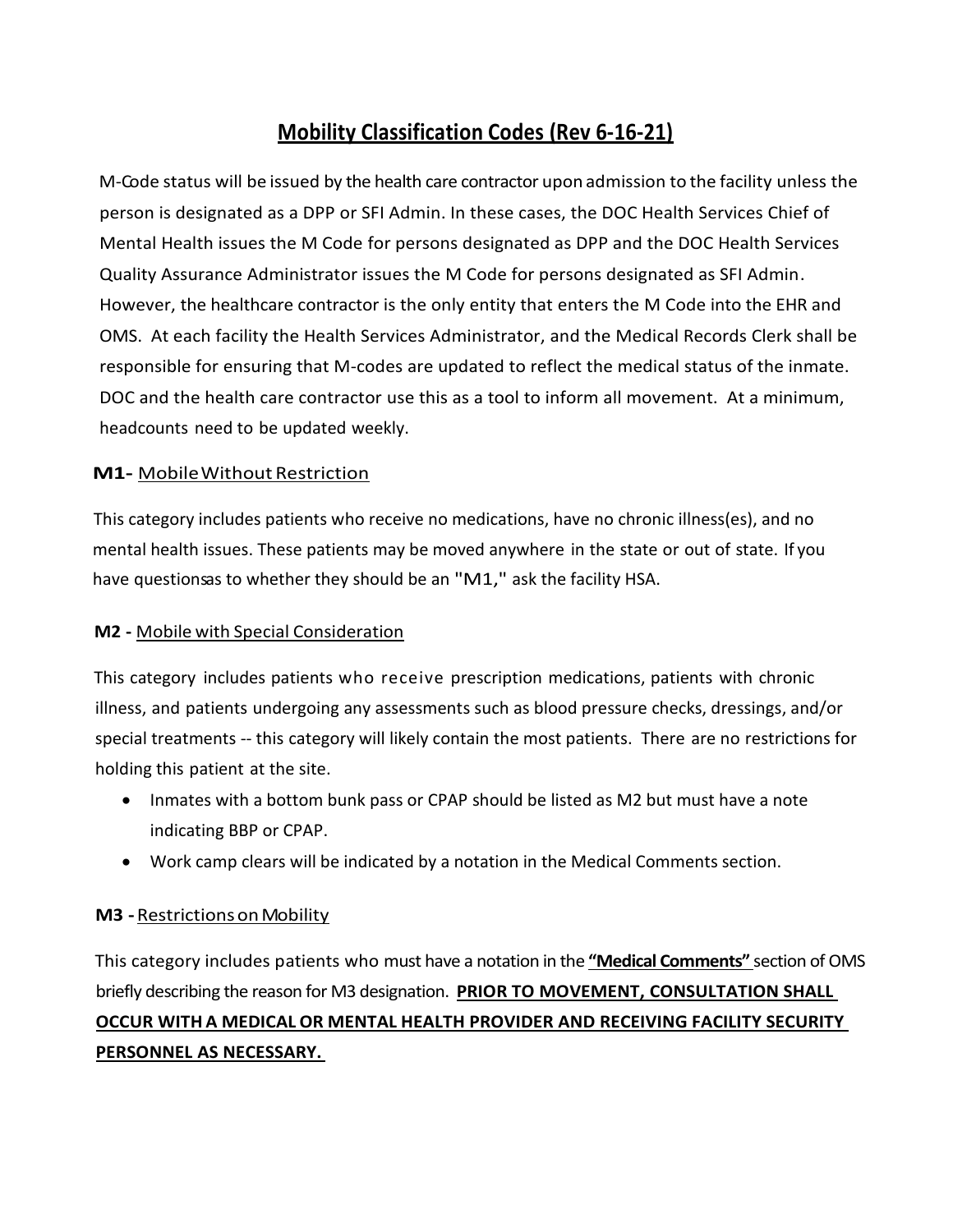# Mobility Classification Codes (Rev 6-16-21)

M-Code status will be issued by the health care contractor upon admission to the facility unless the person is designated as a DPP or SFI Admin. In these cases, the DOC Health Services Chief of Mental Health issues the M Code for persons designated as DPP and the DOC Health Services Quality Assurance Administrator issues the M Code for persons designated as SFI Admin. However, the healthcare contractor is the only entity that enters the M Code into the EHR and OMS. At each facility the Health Services Administrator, and the Medical Records Clerk shall be responsible for ensuring that M-codes are updated to reflect the medical status of the inmate. DOC and the health care contractor use this as a tool to inform all movement. At a minimum, headcounts need to be updated weekly.

**M1-** Mobile Without Restriction

This category includes patients who receive no medications, have no chronic illness(es), and no mental health issues. These patients may be moved anywhere in the state or out of state. If you have questionsas to whether they should be an "M1," ask the facility HSA.

**M2 -** Mobile with Special Consideration

This category includes patients who receive prescription medications, patients with chronic illness, and patients undergoing any assessments such as blood pressure checks, dressings, and/or special treatments -- this category will likely contain the most patients. There are no restrictions for holding this patient at the site.

- Inmates with a bottom bunk pass or CPAP should be listed as M2 but must have a note indicating BBP or CPAP.
- Work camp clears will be indicated by a notation in the Medical Comments section.

**M3 -** Restrictions on Mobility

This category includes patients who must have a notation in the **"Medical Comments"** section of OMS briefly describing the reason for M3 designation. **PRIOR TO MOVEMENT, CONSULTATION SHALL OCCUR WITH A MEDICAL OR MENTAL HEALTH PROVIDER AND RECEIVING FACILITY SECURITY PERSONNEL AS NECESSARY.**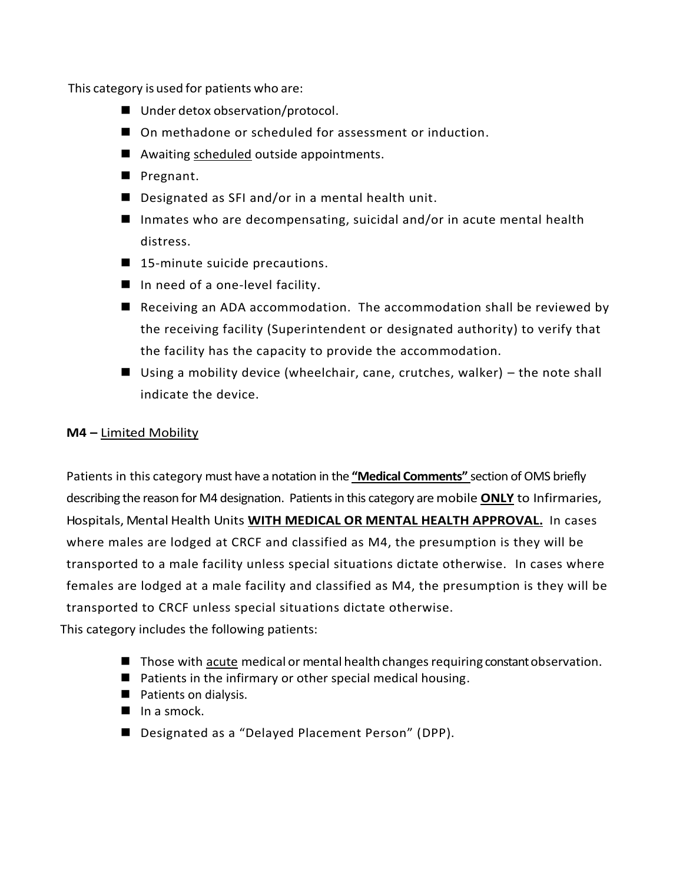This category is used for patients who are:

- Under detox observation/protocol.
- On methadone or scheduled for assessment or induction.
- Awaiting scheduled outside appointments.
- Pregnant.
- Designated as SFI and/or in a mental health unit.
- Inmates who are decompensating, suicidal and/or in acute mental health distress.
- 15-minute suicide precautions.
- In need of a one-level facility.
- Receiving an ADA accommodation. The accommodation shall be reviewed by the receiving facility (Superintendent or designated authority) to verify that the facility has the capacity to provide the accommodation.
- Using a mobility device (wheelchair, cane, crutches, walker) – the note shall indicate the device.

**M4 –** Limited Mobility

Patients in this category must have a notation in the **"Medical Comments"** section of OMS briefly describing the reason for M4 designation. Patients in this category are mobile **ONLY** to Infirmaries, Hospitals, Mental Health Units **WITH MEDICAL OR MENTAL HEALTH APPROVAL.** In cases where males are lodged at CRCF and classified as M4, the presumption is they will be transported to a male facility unless special situations dictate otherwise. In cases where females are lodged at a male facility and classified as M4, the presumption is they will be transported to CRCF unless special situations dictate otherwise.

This category includes the following patients:

- Those with acute medical or mental health changes requiring constant observation.
- Patients in the infirmary or other special medical housing.
- Patients on dialysis.
- In a smock.
- Designated as a "Delayed Placement Person" (DPP).